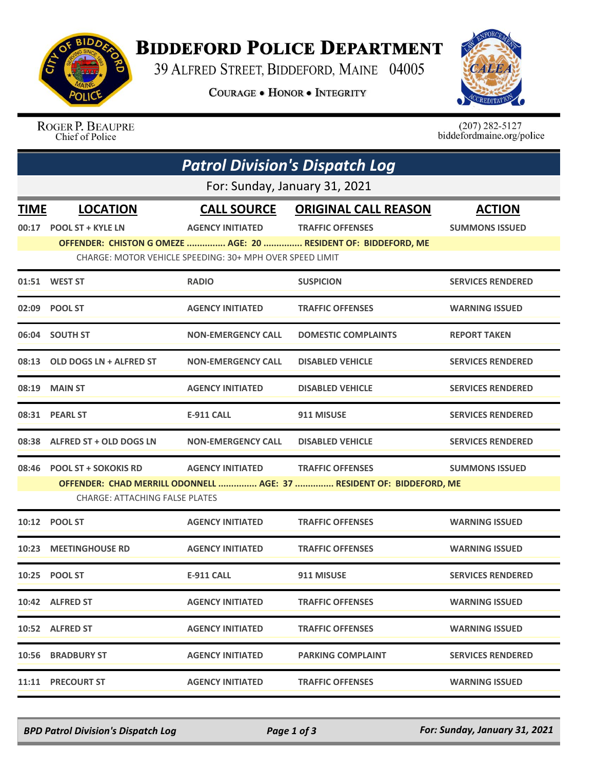# BIDDEFORD POLICE DEPARTMENT

39 ALFRED STREET, BIDDEFORD, MAINE 04005

COURAGE • HONOR • INTEGRITY

ROGER P. BEAUPRE
Chief of Police

(207) 282-5127
biddefordmaine.org/police

## *Patrol Division's Dispatch Log*

For: Sunday, January 31, 2021

| TIME | LOCATION | CALL SOURCE | ORIGINAL CALL REASON | ACTION |
|---|---|---|---|---|
| 00:17 | POOL ST + KYLE LN | AGENCY INITIATED | TRAFFIC OFFENSES | SUMMONS ISSUED |
| | OFFENDER: CHISTON G OMEZE ............... AGE: 20 ............... RESIDENT OF: BIDDEFORD, ME | | | |
| | CHARGE: MOTOR VEHICLE SPEEDING: 30+ MPH OVER SPEED LIMIT | | | |
| 01:51 | WEST ST | RADIO | SUSPICION | SERVICES RENDERED |
| 02:09 | POOL ST | AGENCY INITIATED | TRAFFIC OFFENSES | WARNING ISSUED |
| 06:04 | SOUTH ST | NON-EMERGENCY CALL | DOMESTIC COMPLAINTS | REPORT TAKEN |
| 08:13 | OLD DOGS LN + ALFRED ST | NON-EMERGENCY CALL | DISABLED VEHICLE | SERVICES RENDERED |
| 08:19 | MAIN ST | AGENCY INITIATED | DISABLED VEHICLE | SERVICES RENDERED |
| 08:31 | PEARL ST | E-911 CALL | 911 MISUSE | SERVICES RENDERED |
| 08:38 | ALFRED ST + OLD DOGS LN | NON-EMERGENCY CALL | DISABLED VEHICLE | SERVICES RENDERED |
| 08:46 | POOL ST + SOKOKIS RD | AGENCY INITIATED | TRAFFIC OFFENSES | SUMMONS ISSUED |
| | OFFENDER: CHAD MERRILL ODONNELL ............... AGE: 37 ............... RESIDENT OF: BIDDEFORD, ME | | | |
| | CHARGE: ATTACHING FALSE PLATES | | | |
| 10:12 | POOL ST | AGENCY INITIATED | TRAFFIC OFFENSES | WARNING ISSUED |
| 10:23 | MEETINGHOUSE RD | AGENCY INITIATED | TRAFFIC OFFENSES | WARNING ISSUED |
| 10:25 | POOL ST | E-911 CALL | 911 MISUSE | SERVICES RENDERED |
| 10:42 | ALFRED ST | AGENCY INITIATED | TRAFFIC OFFENSES | WARNING ISSUED |
| 10:52 | ALFRED ST | AGENCY INITIATED | TRAFFIC OFFENSES | WARNING ISSUED |
| 10:56 | BRADBURY ST | AGENCY INITIATED | PARKING COMPLAINT | SERVICES RENDERED |
| 11:11 | PRECOURT ST | AGENCY INITIATED | TRAFFIC OFFENSES | WARNING ISSUED |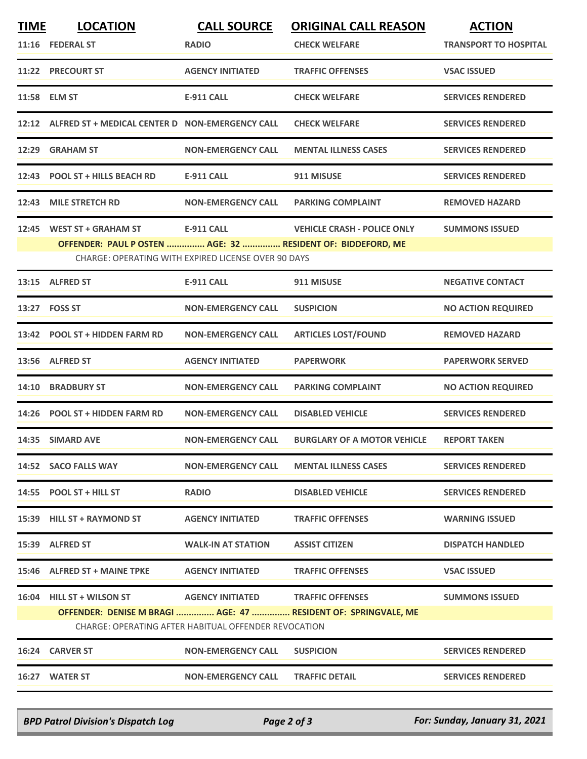| TIME | LOCATION | CALL SOURCE | ORIGINAL CALL REASON | ACTION |
|---|---|---|---|---|
| 11:16 | FEDERAL ST | RADIO | CHECK WELFARE | TRANSPORT TO HOSPITAL |
| 11:22 | PRECOURT ST | AGENCY INITIATED | TRAFFIC OFFENSES | VSAC ISSUED |
| 11:58 | ELM ST | E-911 CALL | CHECK WELFARE | SERVICES RENDERED |
| 12:12 | ALFRED ST + MEDICAL CENTER D | NON-EMERGENCY CALL | CHECK WELFARE | SERVICES RENDERED |
| 12:29 | GRAHAM ST | NON-EMERGENCY CALL | MENTAL ILLNESS CASES | SERVICES RENDERED |
| 12:43 | POOL ST + HILLS BEACH RD | E-911 CALL | 911 MISUSE | SERVICES RENDERED |
| 12:43 | MILE STRETCH RD | NON-EMERGENCY CALL | PARKING COMPLAINT | REMOVED HAZARD |
| 12:45 | WEST ST + GRAHAM ST | E-911 CALL | VEHICLE CRASH - POLICE ONLY | SUMMONS ISSUED |
| | OFFENDER: PAUL P OSTEN ............... AGE: 32 ............... RESIDENT OF: BIDDEFORD, ME | | | |
| | CHARGE: OPERATING WITH EXPIRED LICENSE OVER 90 DAYS | | | |
| 13:15 | ALFRED ST | E-911 CALL | 911 MISUSE | NEGATIVE CONTACT |
| 13:27 | FOSS ST | NON-EMERGENCY CALL | SUSPICION | NO ACTION REQUIRED |
| 13:42 | POOL ST + HIDDEN FARM RD | NON-EMERGENCY CALL | ARTICLES LOST/FOUND | REMOVED HAZARD |
| 13:56 | ALFRED ST | AGENCY INITIATED | PAPERWORK | PAPERWORK SERVED |
| 14:10 | BRADBURY ST | NON-EMERGENCY CALL | PARKING COMPLAINT | NO ACTION REQUIRED |
| 14:26 | POOL ST + HIDDEN FARM RD | NON-EMERGENCY CALL | DISABLED VEHICLE | SERVICES RENDERED |
| 14:35 | SIMARD AVE | NON-EMERGENCY CALL | BURGLARY OF A MOTOR VEHICLE | REPORT TAKEN |
| 14:52 | SACO FALLS WAY | NON-EMERGENCY CALL | MENTAL ILLNESS CASES | SERVICES RENDERED |
| 14:55 | POOL ST + HILL ST | RADIO | DISABLED VEHICLE | SERVICES RENDERED |
| 15:39 | HILL ST + RAYMOND ST | AGENCY INITIATED | TRAFFIC OFFENSES | WARNING ISSUED |
| 15:39 | ALFRED ST | WALK-IN AT STATION | ASSIST CITIZEN | DISPATCH HANDLED |
| 15:46 | ALFRED ST + MAINE TPKE | AGENCY INITIATED | TRAFFIC OFFENSES | VSAC ISSUED |
| 16:04 | HILL ST + WILSON ST | AGENCY INITIATED | TRAFFIC OFFENSES | SUMMONS ISSUED |
| | OFFENDER: DENISE M BRAGI ............... AGE: 47 ............... RESIDENT OF: SPRINGVALE, ME | | | |
| | CHARGE: OPERATING AFTER HABITUAL OFFENDER REVOCATION | | | |
| 16:24 | CARVER ST | NON-EMERGENCY CALL | SUSPICION | SERVICES RENDERED |
| 16:27 | WATER ST | NON-EMERGENCY CALL | TRAFFIC DETAIL | SERVICES RENDERED |

*BPD Patrol Division's Dispatch Log* — *For: Sunday, January 31, 2021*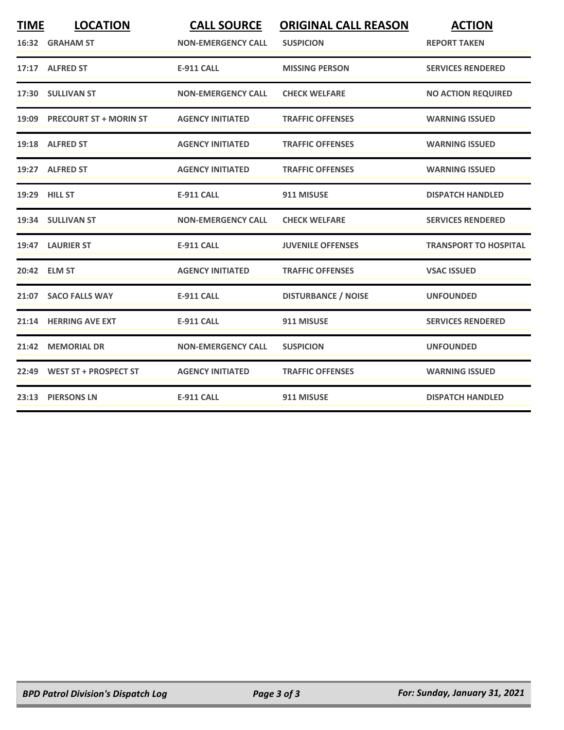| TIME | LOCATION | CALL SOURCE | ORIGINAL CALL REASON | ACTION |
|---|---|---|---|---|
| 16:32 | GRAHAM ST | NON-EMERGENCY CALL | SUSPICION | REPORT TAKEN |
| 17:17 | ALFRED ST | E-911 CALL | MISSING PERSON | SERVICES RENDERED |
| 17:30 | SULLIVAN ST | NON-EMERGENCY CALL | CHECK WELFARE | NO ACTION REQUIRED |
| 19:09 | PRECOURT ST + MORIN ST | AGENCY INITIATED | TRAFFIC OFFENSES | WARNING ISSUED |
| 19:18 | ALFRED ST | AGENCY INITIATED | TRAFFIC OFFENSES | WARNING ISSUED |
| 19:27 | ALFRED ST | AGENCY INITIATED | TRAFFIC OFFENSES | WARNING ISSUED |
| 19:29 | HILL ST | E-911 CALL | 911 MISUSE | DISPATCH HANDLED |
| 19:34 | SULLIVAN ST | NON-EMERGENCY CALL | CHECK WELFARE | SERVICES RENDERED |
| 19:47 | LAURIER ST | E-911 CALL | JUVENILE OFFENSES | TRANSPORT TO HOSPITAL |
| 20:42 | ELM ST | AGENCY INITIATED | TRAFFIC OFFENSES | VSAC ISSUED |
| 21:07 | SACO FALLS WAY | E-911 CALL | DISTURBANCE / NOISE | UNFOUNDED |
| 21:14 | HERRING AVE EXT | E-911 CALL | 911 MISUSE | SERVICES RENDERED |
| 21:42 | MEMORIAL DR | NON-EMERGENCY CALL | SUSPICION | UNFOUNDED |
| 22:49 | WEST ST + PROSPECT ST | AGENCY INITIATED | TRAFFIC OFFENSES | WARNING ISSUED |
| 23:13 | PIERSONS LN | E-911 CALL | 911 MISUSE | DISPATCH HANDLED |